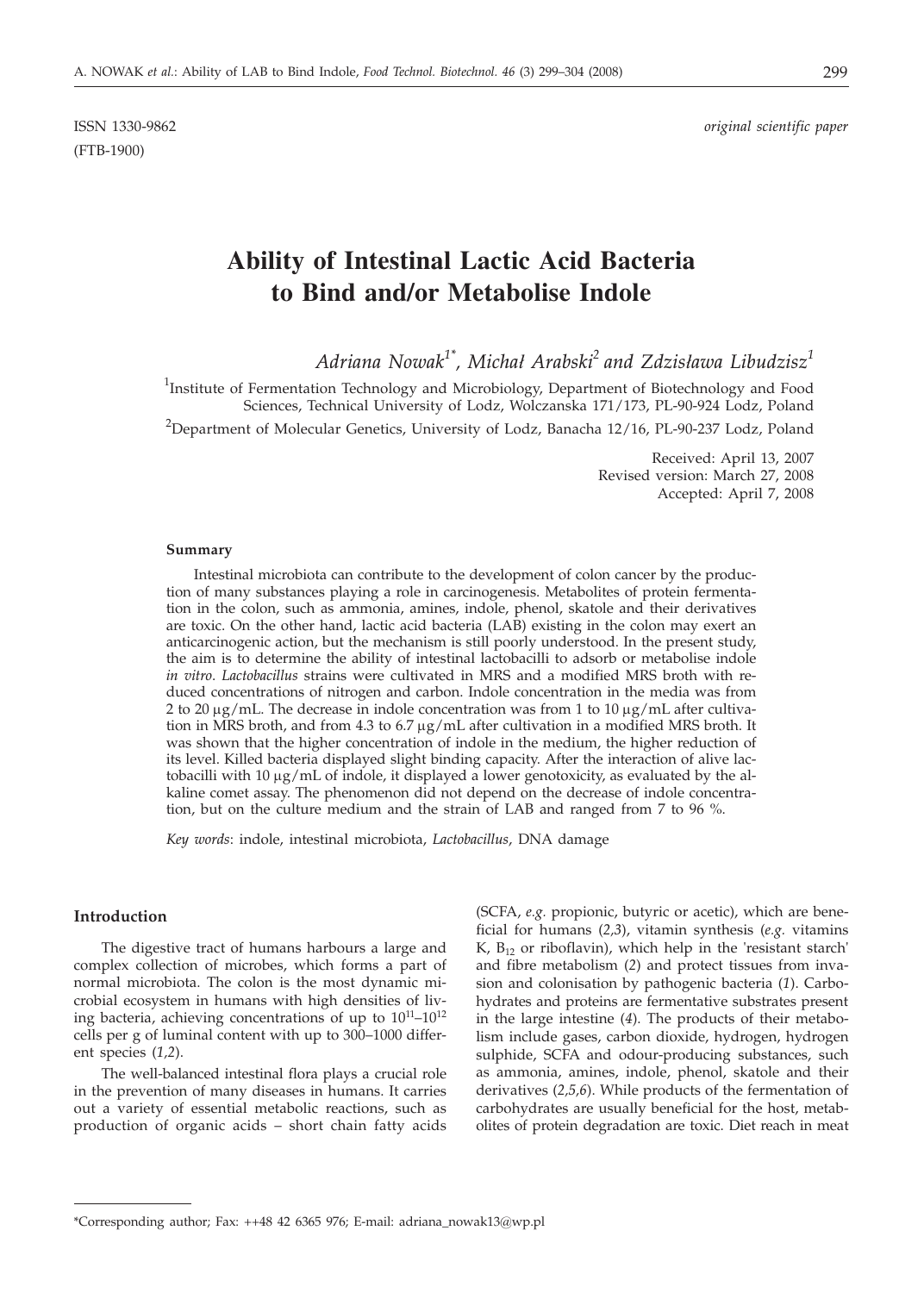ISSN 1330-9862 *original scientific paper*

(FTB-1900)

# Ability of Intestinal Lactic Acid Bacteria to Bind and/or Metabolise Indole

*Adriana Nowak[1*], Michał Arabski[2] and Zdzisława Libudzisz[1]*

[1]Institute of Fermentation Technology and Microbiology, Department of Biotechnology and Food Sciences, Technical University of Lodz, Wolczanska 171/173, PL-90-924 Lodz, Poland

[2]Department of Molecular Genetics, University of Lodz, Banacha 12/16, PL-90-237 Lodz, Poland

Received: April 13, 2007
Revised version: March 27, 2008
Accepted: April 7, 2008

#### Summary

Intestinal microbiota can contribute to the development of colon cancer by the production of many substances playing a role in carcinogenesis. Metabolites of protein fermentation in the colon, such as ammonia, amines, indole, phenol, skatole and their derivatives are toxic. On the other hand, lactic acid bacteria (LAB) existing in the colon may exert an anticarcinogenic action, but the mechanism is still poorly understood. In the present study, the aim is to determine the ability of intestinal lactobacilli to adsorb or metabolise indole *in vitro*. *Lactobacillus* strains were cultivated in MRS and a modified MRS broth with reduced concentrations of nitrogen and carbon. Indole concentration in the media was from 2 to 20 μg/mL. The decrease in indole concentration was from 1 to 10 μg/mL after cultivation in MRS broth, and from 4.3 to 6.7 μg/mL after cultivation in a modified MRS broth. It was shown that the higher concentration of indole in the medium, the higher reduction of its level. Killed bacteria displayed slight binding capacity. After the interaction of alive lactobacilli with 10 μg/mL of indole, it displayed a lower genotoxicity, as evaluated by the alkaline comet assay. The phenomenon did not depend on the decrease of indole concentration, but on the culture medium and the strain of LAB and ranged from 7 to 96 %.

*Key words*: indole, intestinal microbiota, *Lactobacillus*, DNA damage

## Introduction

The digestive tract of humans harbours a large and complex collection of microbes, which forms a part of normal microbiota. The colon is the most dynamic microbial ecosystem in humans with high densities of living bacteria, achieving concentrations of up to $10^{11}$–$10^{12}$ cells per g of luminal content with up to 300–1000 different species (*1,2*).

The well-balanced intestinal flora plays a crucial role in the prevention of many diseases in humans. It carries out a variety of essential metabolic reactions, such as production of organic acids – short chain fatty acids (SCFA, *e.g.* propionic, butyric or acetic), which are beneficial for humans (*2,3*), vitamin synthesis (*e.g.* vitamins K, $B_{12}$ or riboflavin), which help in the 'resistant starch' and fibre metabolism (*2*) and protect tissues from invasion and colonisation by pathogenic bacteria (*1*). Carbohydrates and proteins are fermentative substrates present in the large intestine (*4*). The products of their metabolism include gases, carbon dioxide, hydrogen, hydrogen sulphide, SCFA and odour-producing substances, such as ammonia, amines, indole, phenol, skatole and their derivatives (*2,5,6*). While products of the fermentation of carbohydrates are usually beneficial for the host, metabolites of protein degradation are toxic. Diet reach in meat

*Corresponding author; Fax: ++48 42 6365 976; E-mail: adriana_nowak13@wp.pl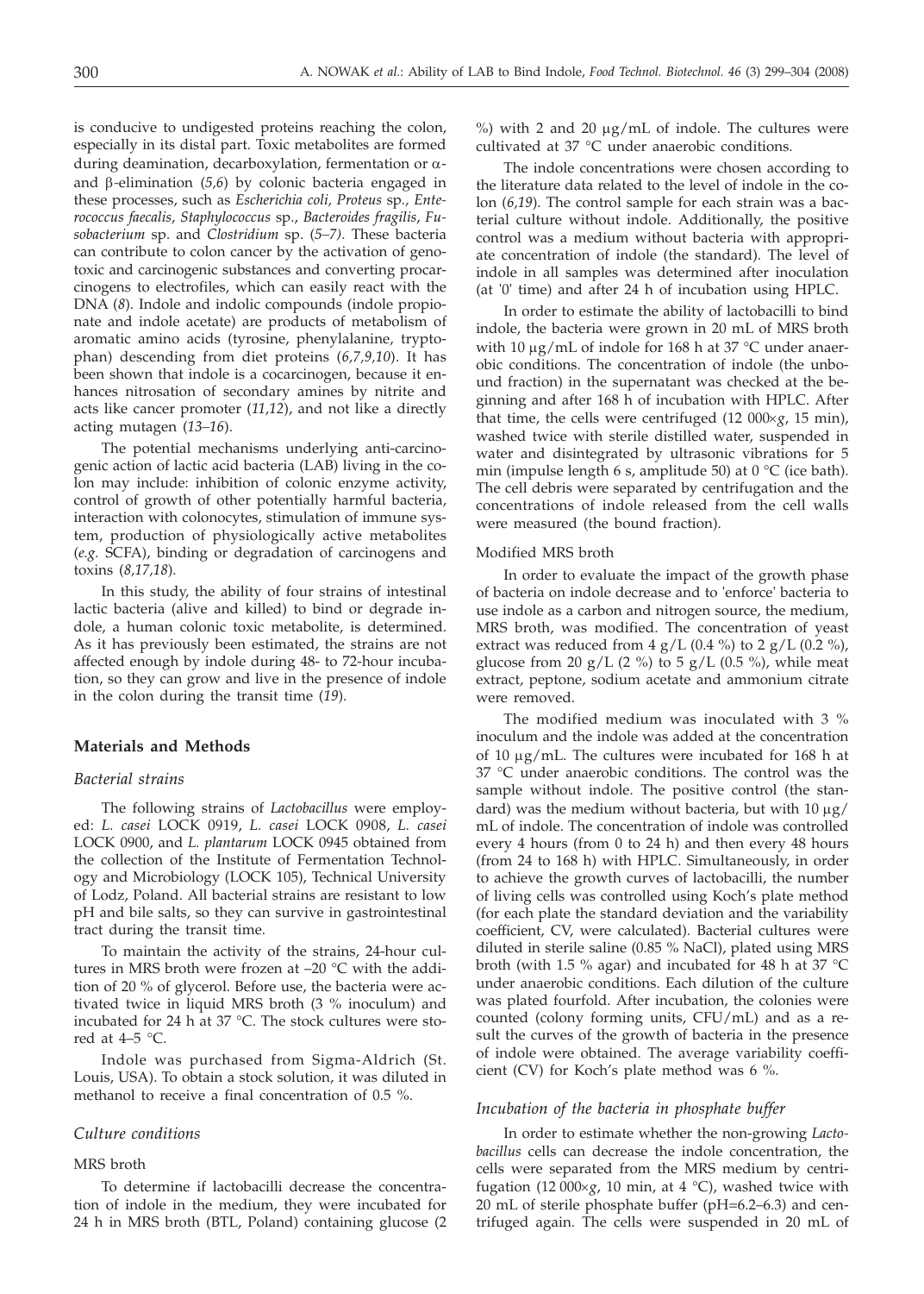is conducive to undigested proteins reaching the colon, especially in its distal part. Toxic metabolites are formed during deamination, decarboxylation, fermentation or α- and β-elimination (*5,6*) by colonic bacteria engaged in these processes, such as *Escherichia coli, Proteus* sp., *Enterococcus faecalis*, *Staphylococcus* sp., *Bacteroides fragilis*, *Fusobacterium* sp. and *Clostridium* sp. (*5–7*). These bacteria can contribute to colon cancer by the activation of genotoxic and carcinogenic substances and converting procarcinogens to electrofiles, which can easily react with the DNA (*8*). Indole and indolic compounds (indole propionate and indole acetate) are products of metabolism of aromatic amino acids (tyrosine, phenylalanine, tryptophan) descending from diet proteins (*6,7,9,10*). It has been shown that indole is a cocarcinogen, because it enhances nitrosation of secondary amines by nitrite and acts like cancer promoter (*11,12*), and not like a directly acting mutagen (*13–16*).

The potential mechanisms underlying anti-carcinogenic action of lactic acid bacteria (LAB) living in the colon may include: inhibition of colonic enzyme activity, control of growth of other potentially harmful bacteria, interaction with colonocytes, stimulation of immune system, production of physiologically active metabolites (*e.g.* SCFA), binding or degradation of carcinogens and toxins (*8,17,18*).

In this study, the ability of four strains of intestinal lactic bacteria (alive and killed) to bind or degrade indole, a human colonic toxic metabolite, is determined. As it has previously been estimated, the strains are not affected enough by indole during 48- to 72-hour incubation, so they can grow and live in the presence of indole in the colon during the transit time (*19*).

## Materials and Methods

### *Bacterial strains*

The following strains of *Lactobacillus* were employed: *L. casei* LOCK 0919, *L. casei* LOCK 0908, *L. casei* LOCK 0900, and *L. plantarum* LOCK 0945 obtained from the collection of the Institute of Fermentation Technology and Microbiology (LOCK 105), Technical University of Lodz, Poland. All bacterial strains are resistant to low pH and bile salts, so they can survive in gastrointestinal tract during the transit time.

To maintain the activity of the strains, 24-hour cultures in MRS broth were frozen at –20 °C with the addition of 20 % of glycerol. Before use, the bacteria were activated twice in liquid MRS broth (3 % inoculum) and incubated for 24 h at 37 °C. The stock cultures were stored at 4–5 °C.

Indole was purchased from Sigma-Aldrich (St. Louis, USA). To obtain a stock solution, it was diluted in methanol to receive a final concentration of 0.5 %.

### *Culture conditions*

#### MRS broth

To determine if lactobacilli decrease the concentration of indole in the medium, they were incubated for 24 h in MRS broth (BTL, Poland) containing glucose (2 %) with 2 and 20 μg/mL of indole. The cultures were cultivated at 37 °C under anaerobic conditions.

The indole concentrations were chosen according to the literature data related to the level of indole in the colon (*6,19*). The control sample for each strain was a bacterial culture without indole. Additionally, the positive control was a medium without bacteria with appropriate concentration of indole (the standard). The level of indole in all samples was determined after inoculation (at '0' time) and after 24 h of incubation using HPLC.

In order to estimate the ability of lactobacilli to bind indole, the bacteria were grown in 20 mL of MRS broth with 10 μg/mL of indole for 168 h at 37 °C under anaerobic conditions. The concentration of indole (the unbound fraction) in the supernatant was checked at the beginning and after 168 h of incubation with HPLC. After that time, the cells were centrifuged (12 000×*g*, 15 min), washed twice with sterile distilled water, suspended in water and disintegrated by ultrasonic vibrations for 5 min (impulse length 6 s, amplitude 50) at 0 °C (ice bath). The cell debris were separated by centrifugation and the concentrations of indole released from the cell walls were measured (the bound fraction).

#### Modified MRS broth

In order to evaluate the impact of the growth phase of bacteria on indole decrease and to 'enforce' bacteria to use indole as a carbon and nitrogen source, the medium, MRS broth, was modified. The concentration of yeast extract was reduced from 4 g/L (0.4 %) to 2 g/L (0.2 %), glucose from 20 g/L (2 %) to 5 g/L (0.5 %), while meat extract, peptone, sodium acetate and ammonium citrate were removed.

The modified medium was inoculated with 3 % inoculum and the indole was added at the concentration of 10 μg/mL. The cultures were incubated for 168 h at 37 °C under anaerobic conditions. The control was the sample without indole. The positive control (the standard) was the medium without bacteria, but with 10 μg/mL of indole. The concentration of indole was controlled every 4 hours (from 0 to 24 h) and then every 48 hours (from 24 to 168 h) with HPLC. Simultaneously, in order to achieve the growth curves of lactobacilli, the number of living cells was controlled using Koch's plate method (for each plate the standard deviation and the variability coefficient, CV, were calculated). Bacterial cultures were diluted in sterile saline (0.85 % NaCl), plated using MRS broth (with 1.5 % agar) and incubated for 48 h at 37 °C under anaerobic conditions. Each dilution of the culture was plated fourfold. After incubation, the colonies were counted (colony forming units, CFU/mL) and as a result the curves of the growth of bacteria in the presence of indole were obtained. The average variability coefficient (CV) for Koch's plate method was 6 %.

### *Incubation of the bacteria in phosphate buffer*

In order to estimate whether the non-growing *Lactobacillus* cells can decrease the indole concentration, the cells were separated from the MRS medium by centrifugation (12 000×*g*, 10 min, at 4 °C), washed twice with 20 mL of sterile phosphate buffer (pH=6.2–6.3) and centrifuged again. The cells were suspended in 20 mL of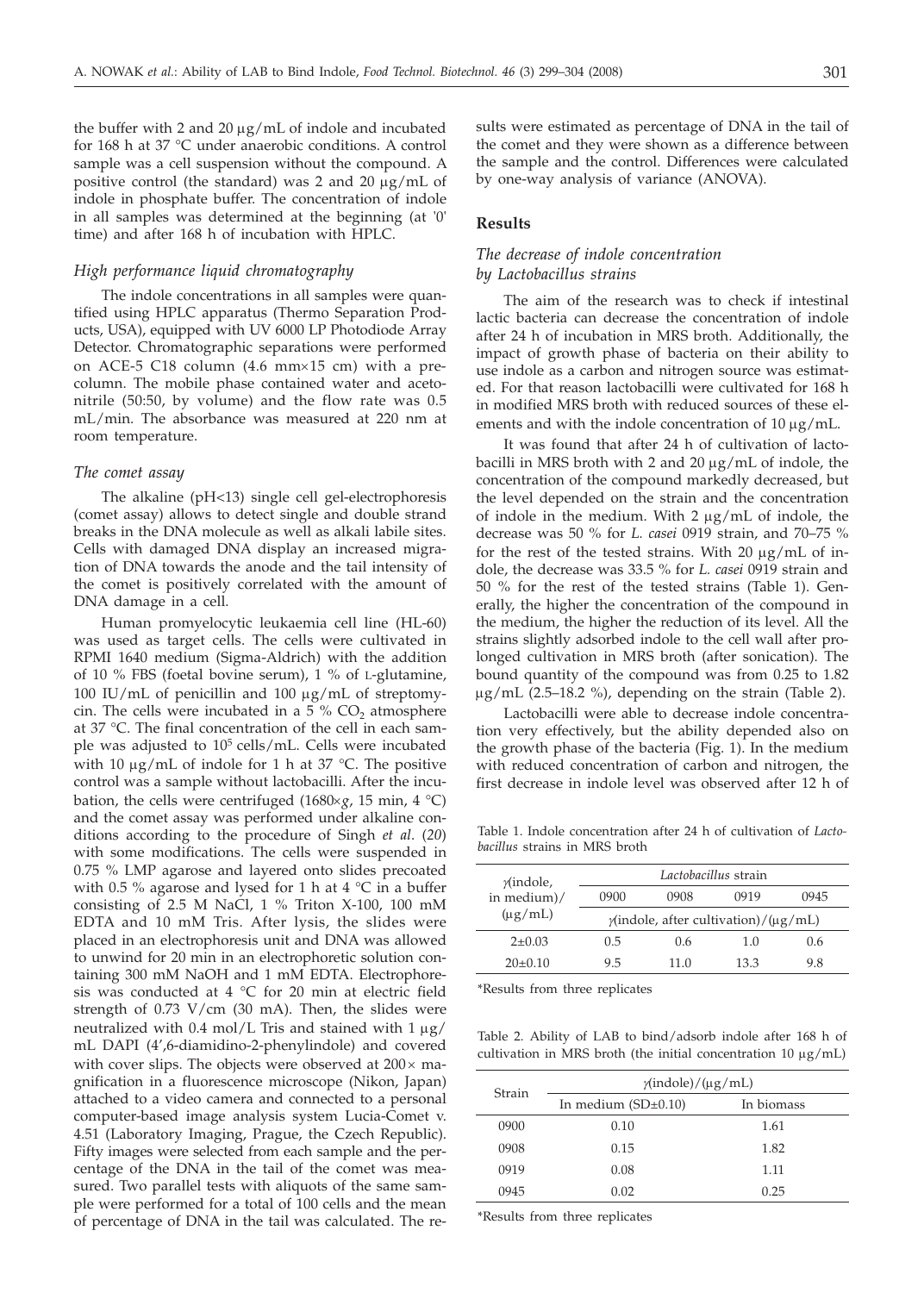the buffer with 2 and 20 μg/mL of indole and incubated for 168 h at 37 °C under anaerobic conditions. A control sample was a cell suspension without the compound. A positive control (the standard) was 2 and 20 μg/mL of indole in phosphate buffer. The concentration of indole in all samples was determined at the beginning (at '0' time) and after 168 h of incubation with HPLC.

### *High performance liquid chromatography*

The indole concentrations in all samples were quantified using HPLC apparatus (Thermo Separation Products, USA), equipped with UV 6000 LP Photodiode Array Detector. Chromatographic separations were performed on ACE-5 C18 column (4.6 mm×15 cm) with a precolumn. The mobile phase contained water and acetonitrile (50:50, by volume) and the flow rate was 0.5 mL/min. The absorbance was measured at 220 nm at room temperature.

### *The comet assay*

The alkaline (pH<13) single cell gel-electrophoresis (comet assay) allows to detect single and double strand breaks in the DNA molecule as well as alkali labile sites. Cells with damaged DNA display an increased migration of DNA towards the anode and the tail intensity of the comet is positively correlated with the amount of DNA damage in a cell.

Human promyelocytic leukaemia cell line (HL-60) was used as target cells. The cells were cultivated in RPMI 1640 medium (Sigma-Aldrich) with the addition of 10 % FBS (foetal bovine serum), 1 % of L-glutamine, 100 IU/mL of penicillin and 100 μg/mL of streptomycin. The cells were incubated in a 5 % $CO_2$ atmosphere at 37 °C. The final concentration of the cell in each sample was adjusted to $10^5$ cells/mL. Cells were incubated with 10 μg/mL of indole for 1 h at 37 °C. The positive control was a sample without lactobacilli. After the incubation, the cells were centrifuged (1680×*g*, 15 min, 4 °C) and the comet assay was performed under alkaline conditions according to the procedure of Singh *et al.* (*20*) with some modifications. The cells were suspended in 0.75 % LMP agarose and layered onto slides precoated with 0.5 % agarose and lysed for 1 h at 4 °C in a buffer consisting of 2.5 M NaCl, 1 % Triton X-100, 100 mM EDTA and 10 mM Tris. After lysis, the slides were placed in an electrophoresis unit and DNA was allowed to unwind for 20 min in an electrophoretic solution containing 300 mM NaOH and 1 mM EDTA. Electrophoresis was conducted at 4 °C for 20 min at electric field strength of 0.73 V/cm (30 mA). Then, the slides were neutralized with 0.4 mol/L Tris and stained with 1 μg/mL DAPI (4',6-diamidino-2-phenylindole) and covered with cover slips. The objects were observed at 200× magnification in a fluorescence microscope (Nikon, Japan) attached to a video camera and connected to a personal computer-based image analysis system Lucia-Comet v. 4.51 (Laboratory Imaging, Prague, the Czech Republic). Fifty images were selected from each sample and the percentage of the DNA in the tail of the comet was measured. Two parallel tests with aliquots of the same sample were performed for a total of 100 cells and the mean of percentage of DNA in the tail was calculated. The results were estimated as percentage of DNA in the tail of the comet and they were shown as a difference between the sample and the control. Differences were calculated by one-way analysis of variance (ANOVA).

## Results

### *The decrease of indole concentration by Lactobacillus strains*

The aim of the research was to check if intestinal lactic bacteria can decrease the concentration of indole after 24 h of incubation in MRS broth. Additionally, the impact of growth phase of bacteria on their ability to use indole as a carbon and nitrogen source was estimated. For that reason lactobacilli were cultivated for 168 h in modified MRS broth with reduced sources of these elements and with the indole concentration of 10 μg/mL.

It was found that after 24 h of cultivation of lactobacilli in MRS broth with 2 and 20 μg/mL of indole, the concentration of the compound markedly decreased, but the level depended on the strain and the concentration of indole in the medium. With 2 μg/mL of indole, the decrease was 50 % for *L. casei* 0919 strain, and 70–75 % for the rest of the tested strains. With 20 μg/mL of indole, the decrease was 33.5 % for *L. casei* 0919 strain and 50 % for the rest of the tested strains (Table 1). Generally, the higher the concentration of the compound in the medium, the higher the reduction of its level. All the strains slightly adsorbed indole to the cell wall after prolonged cultivation in MRS broth (after sonication). The bound quantity of the compound was from 0.25 to 1.82 μg/mL (2.5–18.2 %), depending on the strain (Table 2).

Lactobacilli were able to decrease indole concentration very effectively, but the ability depended also on the growth phase of the bacteria (Fig. 1). In the medium with reduced concentration of carbon and nitrogen, the first decrease in indole level was observed after 12 h of

Table 1. Indole concentration after 24 h of cultivation of *Lactobacillus* strains in MRS broth

| $\gamma$(indole, in medium)/(μg/mL) | *Lactobacillus* strain | | | |
|---|---|---|---|---|
| | 0900 | 0908 | 0919 | 0945 |
| | $\gamma$(indole, after cultivation)/(μg/mL) | | | |
| 2±0.03 | 0.5 | 0.6 | 1.0 | 0.6 |
| 20±0.10 | 9.5 | 11.0 | 13.3 | 9.8 |

*Results from three replicates

Table 2. Ability of LAB to bind/adsorb indole after 168 h of cultivation in MRS broth (the initial concentration 10 μg/mL)

| Strain | $\gamma$(indole)/(μg/mL) | |
|---|---|---|
| | In medium (SD±0.10) | In biomass |
| 0900 | 0.10 | 1.61 |
| 0908 | 0.15 | 1.82 |
| 0919 | 0.08 | 1.11 |
| 0945 | 0.02 | 0.25 |

*Results from three replicates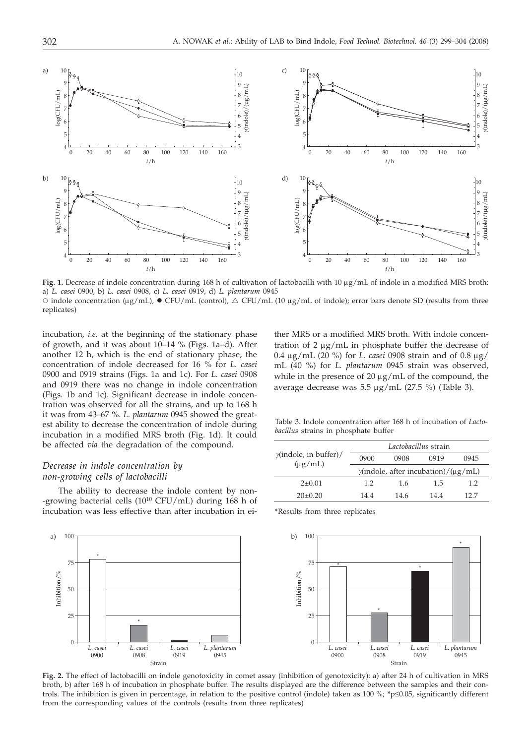**Fig. 1.** Decrease of indole concentration during 168 h of cultivation of lactobacilli with 10 μg/mL of indole in a modified MRS broth: a) *L. casei* 0900, b) *L. casei* 0908, c) *L. casei* 0919, d) *L. plantarum* 0945

○ indole concentration (μg/mL), ● CFU/mL (control), △ CFU/mL (10 μg/mL of indole); error bars denote SD (results from three replicates)

incubation, *i.e.* at the beginning of the stationary phase of growth, and it was about 10–14 % (Figs. 1a–d). After another 12 h, which is the end of stationary phase, the concentration of indole decreased for 16 % for *L. casei* 0900 and 0919 strains (Figs. 1a and 1c). For *L. casei* 0908 and 0919 there was no change in indole concentration (Figs. 1b and 1c). Significant decrease in indole concentration was observed for all the strains, and up to 168 h it was from 43–67 %. *L. plantarum* 0945 showed the greatest ability to decrease the concentration of indole during incubation in a modified MRS broth (Fig. 1d). It could be affected *via* the degradation of the compound.

### *Decrease in indole concentration by non-growing cells of lactobacilli*

The ability to decrease the indole content by non-growing bacterial cells ($10^{10}$ CFU/mL) during 168 h of incubation was less effective than after incubation in either MRS or a modified MRS broth. With indole concentration of 2 μg/mL in phosphate buffer the decrease of 0.4 μg/mL (20 %) for *L. casei* 0908 strain and of 0.8 μg/mL (40 %) for *L. plantarum* 0945 strain was observed, while in the presence of 20 μg/mL of the compound, the average decrease was 5.5 μg/mL (27.5 %) (Table 3).

Table 3. Indole concentration after 168 h of incubation of *Lactobacillus* strains in phosphate buffer

| $\gamma$(indole, in buffer)/(μg/mL) | *Lactobacillus* strain | | | |
|---|---|---|---|---|
| | 0900 | 0908 | 0919 | 0945 |
| | $\gamma$(indole, after incubation)/(μg/mL) | | | |
| 2±0.01 | 1.2 | 1.6 | 1.5 | 1.2 |
| 20±0.20 | 14.4 | 14.6 | 14.4 | 12.7 |

*Results from three replicates

**Fig. 2.** The effect of lactobacilli on indole genotoxicity in comet assay (inhibition of genotoxicity): a) after 24 h of cultivation in MRS broth, b) after 168 h of incubation in phosphate buffer. The results displayed are the difference between the samples and their controls. The inhibition is given in percentage, in relation to the positive control (indole) taken as 100 %; *p≤0.05, significantly different from the corresponding values of the controls (results from three replicates)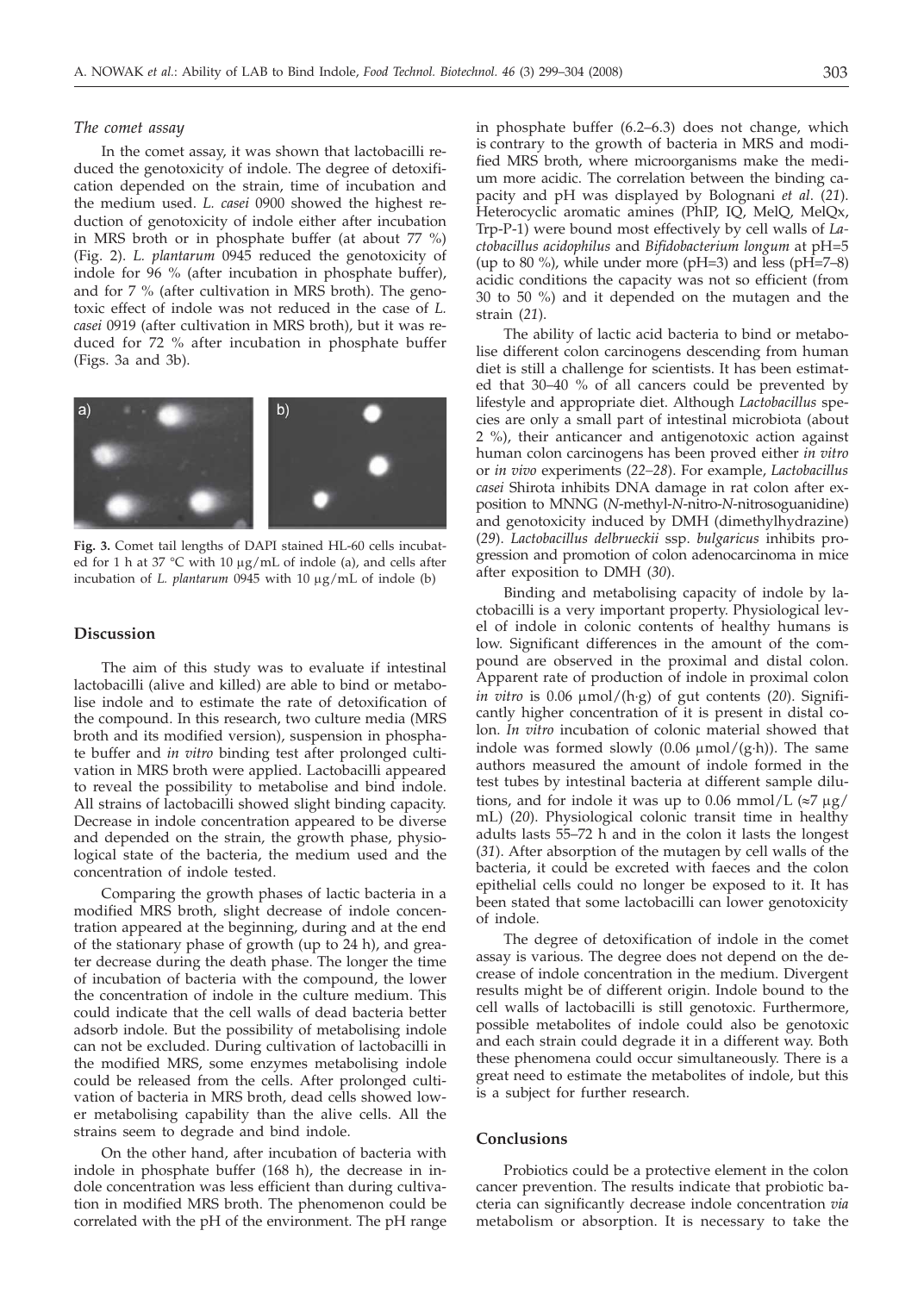### *The comet assay*

In the comet assay, it was shown that lactobacilli reduced the genotoxicity of indole. The degree of detoxification depended on the strain, time of incubation and the medium used. *L. casei* 0900 showed the highest reduction of genotoxicity of indole either after incubation in MRS broth or in phosphate buffer (at about 77 %) (Fig. 2). *L. plantarum* 0945 reduced the genotoxicity of indole for 96 % (after incubation in phosphate buffer), and for 7 % (after cultivation in MRS broth). The genotoxic effect of indole was not reduced in the case of *L. casei* 0919 (after cultivation in MRS broth), but it was reduced for 72 % after incubation in phosphate buffer (Figs. 3a and 3b).

**Fig. 3.** Comet tail lengths of DAPI stained HL-60 cells incubated for 1 h at 37 °C with 10 μg/mL of indole (a), and cells after incubation of *L. plantarum* 0945 with 10 μg/mL of indole (b)

## Discussion

The aim of this study was to evaluate if intestinal lactobacilli (alive and killed) are able to bind or metabolise indole and to estimate the rate of detoxification of the compound. In this research, two culture media (MRS broth and its modified version), suspension in phosphate buffer and *in vitro* binding test after prolonged cultivation in MRS broth were applied. Lactobacilli appeared to reveal the possibility to metabolise and bind indole. All strains of lactobacilli showed slight binding capacity. Decrease in indole concentration appeared to be diverse and depended on the strain, the growth phase, physiological state of the bacteria, the medium used and the concentration of indole tested.

Comparing the growth phases of lactic bacteria in a modified MRS broth, slight decrease of indole concentration appeared at the beginning, during and at the end of the stationary phase of growth (up to 24 h), and greater decrease during the death phase. The longer the time of incubation of bacteria with the compound, the lower the concentration of indole in the culture medium. This could indicate that the cell walls of dead bacteria better adsorb indole. But the possibility of metabolising indole can not be excluded. During cultivation of lactobacilli in the modified MRS, some enzymes metabolising indole could be released from the cells. After prolonged cultivation of bacteria in MRS broth, dead cells showed lower metabolising capability than the alive cells. All the strains seem to degrade and bind indole.

On the other hand, after incubation of bacteria with indole in phosphate buffer (168 h), the decrease in indole concentration was less efficient than during cultivation in modified MRS broth. The phenomenon could be correlated with the pH of the environment. The pH range in phosphate buffer (6.2–6.3) does not change, which is contrary to the growth of bacteria in MRS and modified MRS broth, where microorganisms make the medium more acidic. The correlation between the binding capacity and pH was displayed by Bolognani *et al*. (*21*). Heterocyclic aromatic amines (PhIP, IQ, MelQ, MelQx, Trp-P-1) were bound most effectively by cell walls of *Lactobacillus acidophilus* and *Bifidobacterium longum* at pH=5 (up to 80 %), while under more (pH=3) and less (pH=7–8) acidic conditions the capacity was not so efficient (from 30 to 50 %) and it depended on the mutagen and the strain (*21*).

The ability of lactic acid bacteria to bind or metabolise different colon carcinogens descending from human diet is still a challenge for scientists. It has been estimated that 30–40 % of all cancers could be prevented by lifestyle and appropriate diet. Although *Lactobacillus* species are only a small part of intestinal microbiota (about 2 %), their anticancer and antigenotoxic action against human colon carcinogens has been proved either *in vitro* or *in vivo* experiments (*22–28*). For example, *Lactobacillus casei* Shirota inhibits DNA damage in rat colon after exposition to MNNG (*N*-methyl-*N*-nitro-*N*-nitrosoguanidine) and genotoxicity induced by DMH (dimethylhydrazine) (*29*). *Lactobacillus delbrueckii* ssp. *bulgaricus* inhibits progression and promotion of colon adenocarcinoma in mice after exposition to DMH (*30*).

Binding and metabolising capacity of indole by lactobacilli is a very important property. Physiological level of indole in colonic contents of healthy humans is low. Significant differences in the amount of the compound are observed in the proximal and distal colon. Apparent rate of production of indole in proximal colon *in vitro* is 0.06 μmol/(h·g) of gut contents (*20*). Significantly higher concentration of it is present in distal colon. *In vitro* incubation of colonic material showed that indole was formed slowly (0.06 μmol/(g·h)). The same authors measured the amount of indole formed in the test tubes by intestinal bacteria at different sample dilutions, and for indole it was up to 0.06 mmol/L (≈7 μg/mL) (*20*). Physiological colonic transit time in healthy adults lasts 55–72 h and in the colon it lasts the longest (*31*). After absorption of the mutagen by cell walls of the bacteria, it could be excreted with faeces and the colon epithelial cells could no longer be exposed to it. It has been stated that some lactobacilli can lower genotoxicity of indole.

The degree of detoxification of indole in the comet assay is various. The degree does not depend on the decrease of indole concentration in the medium. Divergent results might be of different origin. Indole bound to the cell walls of lactobacilli is still genotoxic. Furthermore, possible metabolites of indole could also be genotoxic and each strain could degrade it in a different way. Both these phenomena could occur simultaneously. There is a great need to estimate the metabolites of indole, but this is a subject for further research.

## Conclusions

Probiotics could be a protective element in the colon cancer prevention. The results indicate that probiotic bacteria can significantly decrease indole concentration *via* metabolism or absorption. It is necessary to take the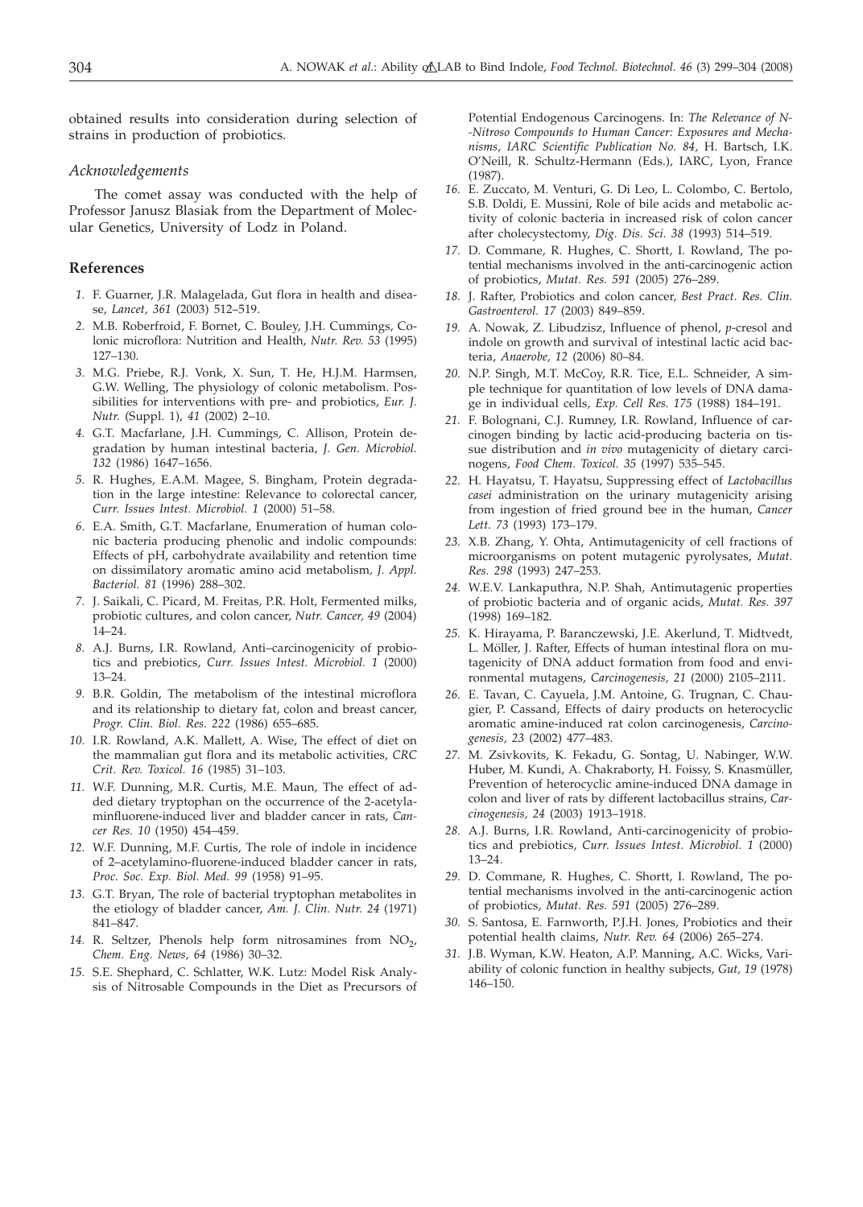obtained results into consideration during selection of strains in production of probiotics.

### *Acknowledgements*

The comet assay was conducted with the help of Professor Janusz Blasiak from the Department of Molecular Genetics, University of Lodz in Poland.

## References

1. F. Guarner, J.R. Malagelada, Gut flora in health and disease, *Lancet, 361* (2003) 512–519.
2. M.B. Roberfroid, F. Bornet, C. Bouley, J.H. Cummings, Colonic microflora: Nutrition and Health, *Nutr. Rev. 53* (1995) 127–130.
3. M.G. Priebe, R.J. Vonk, X. Sun, T. He, H.J.M. Harmsen, G.W. Welling, The physiology of colonic metabolism. Possibilities for interventions with pre- and probiotics, *Eur. J. Nutr.* (Suppl. 1), *41* (2002) 2–10.
4. G.T. Macfarlane, J.H. Cummings, C. Allison, Protein degradation by human intestinal bacteria, *J. Gen. Microbiol. 132* (1986) 1647–1656.
5. R. Hughes, E.A.M. Magee, S. Bingham, Protein degradation in the large intestine: Relevance to colorectal cancer, *Curr. Issues Intest. Microbiol. 1* (2000) 51–58.
6. E.A. Smith, G.T. Macfarlane, Enumeration of human colonic bacteria producing phenolic and indolic compounds: Effects of pH, carbohydrate availability and retention time on dissimilatory aromatic amino acid metabolism, *J. Appl. Bacteriol. 81* (1996) 288–302.
7. J. Saikali, C. Picard, M. Freitas, P.R. Holt, Fermented milks, probiotic cultures, and colon cancer, *Nutr. Cancer, 49* (2004) 14–24.
8. A.J. Burns, I.R. Rowland, Anti–carcinogenicity of probiotics and prebiotics, *Curr. Issues Intest. Microbiol. 1* (2000) 13–24.
9. B.R. Goldin, The metabolism of the intestinal microflora and its relationship to dietary fat, colon and breast cancer, *Progr. Clin. Biol. Res. 222* (1986) 655–685.
10. I.R. Rowland, A.K. Mallett, A. Wise, The effect of diet on the mammalian gut flora and its metabolic activities, *CRC Crit. Rev. Toxicol. 16* (1985) 31–103.
11. W.F. Dunning, M.R. Curtis, M.E. Maun, The effect of added dietary tryptophan on the occurrence of the 2-acetylaminfluorene-induced liver and bladder cancer in rats, *Cancer Res. 10* (1950) 454–459.
12. W.F. Dunning, M.F. Curtis, The role of indole in incidence of 2–acetylamino-fluorene-induced bladder cancer in rats, *Proc. Soc. Exp. Biol. Med. 99* (1958) 91–95.
13. G.T. Bryan, The role of bacterial tryptophan metabolites in the etiology of bladder cancer, *Am. J. Clin. Nutr. 24* (1971) 841–847.
14. R. Seltzer, Phenols help form nitrosamines from $NO_2$, *Chem. Eng. News, 64* (1986) 30–32.
15. S.E. Shephard, C. Schlatter, W.K. Lutz: Model Risk Analysis of Nitrosable Compounds in the Diet as Precursors of Potential Endogenous Carcinogens. In: *The Relevance of N-Nitroso Compounds to Human Cancer: Exposures and Mechanisms, IARC Scientific Publication No. 84*, H. Bartsch, I.K. O'Neill, R. Schultz-Hermann (Eds.), IARC, Lyon, France (1987).
16. E. Zuccato, M. Venturi, G. Di Leo, L. Colombo, C. Bertolo, S.B. Doldi, E. Mussini, Role of bile acids and metabolic activity of colonic bacteria in increased risk of colon cancer after cholecystectomy, *Dig. Dis. Sci. 38* (1993) 514–519.
17. D. Commane, R. Hughes, C. Shortt, I. Rowland, The potential mechanisms involved in the anti-carcinogenic action of probiotics, *Mutat. Res. 591* (2005) 276–289.
18. J. Rafter, Probiotics and colon cancer, *Best Pract. Res. Clin. Gastroenterol. 17* (2003) 849–859.
19. A. Nowak, Z. Libudzisz, Influence of phenol, *p*-cresol and indole on growth and survival of intestinal lactic acid bacteria, *Anaerobe, 12* (2006) 80–84.
20. N.P. Singh, M.T. McCoy, R.R. Tice, E.L. Schneider, A simple technique for quantitation of low levels of DNA damage in individual cells, *Exp. Cell Res. 175* (1988) 184–191.
21. F. Bolognani, C.J. Rumney, I.R. Rowland, Influence of carcinogen binding by lactic acid-producing bacteria on tissue distribution and *in vivo* mutagenicity of dietary carcinogens, *Food Chem. Toxicol. 35* (1997) 535–545.
22. H. Hayatsu, T. Hayatsu, Suppressing effect of *Lactobacillus casei* administration on the urinary mutagenicity arising from ingestion of fried ground bee in the human, *Cancer Lett. 73* (1993) 173–179.
23. X.B. Zhang, Y. Ohta, Antimutagenicity of cell fractions of microorganisms on potent mutagenic pyrolysates, *Mutat. Res. 298* (1993) 247–253.
24. W.E.V. Lankaputhra, N.P. Shah, Antimutagenic properties of probiotic bacteria and of organic acids, *Mutat. Res. 397* (1998) 169–182.
25. K. Hirayama, P. Baranczewski, J.E. Akerlund, T. Midtvedt, L. Möller, J. Rafter, Effects of human intestinal flora on mutagenicity of DNA adduct formation from food and environmental mutagens, *Carcinogenesis, 21* (2000) 2105–2111.
26. E. Tavan, C. Cayuela, J.M. Antoine, G. Trugnan, C. Chaugier, P. Cassand, Effects of dairy products on heterocyclic aromatic amine-induced rat colon carcinogenesis, *Carcinogenesis, 23* (2002) 477–483.
27. M. Zsivkovits, K. Fekadu, G. Sontag, U. Nabinger, W.W. Huber, M. Kundi, A. Chakraborty, H. Foissy, S. Knasmüller, Prevention of heterocyclic amine-induced DNA damage in colon and liver of rats by different lactobacillus strains, *Carcinogenesis, 24* (2003) 1913–1918.
28. A.J. Burns, I.R. Rowland, Anti-carcinogenicity of probiotics and prebiotics, *Curr. Issues Intest. Microbiol. 1* (2000) 13–24.
29. D. Commane, R. Hughes, C. Shortt, I. Rowland, The potential mechanisms involved in the anti-carcinogenic action of probiotics, *Mutat. Res. 591* (2005) 276–289.
30. S. Santosa, E. Farnworth, P.J.H. Jones, Probiotics and their potential health claims, *Nutr. Rev. 64* (2006) 265–274.
31. J.B. Wyman, K.W. Heaton, A.P. Manning, A.C. Wicks, Variability of colonic function in healthy subjects, *Gut, 19* (1978) 146–150.